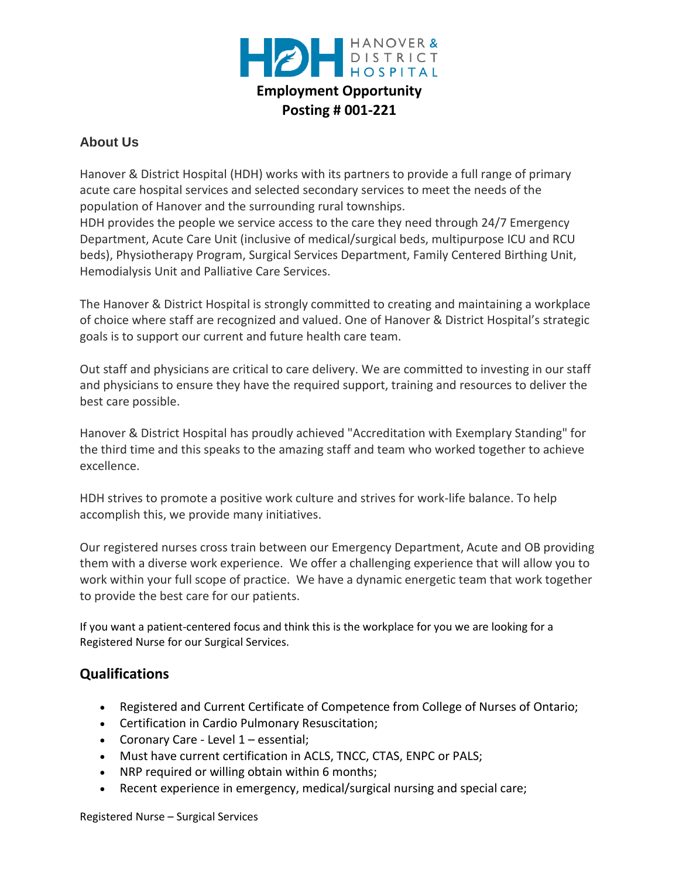**Employment Opportunity**
**Posting # 001-221**

## About Us

Hanover & District Hospital (HDH) works with its partners to provide a full range of primary acute care hospital services and selected secondary services to meet the needs of the population of Hanover and the surrounding rural townships.
HDH provides the people we service access to the care they need through 24/7 Emergency Department, Acute Care Unit (inclusive of medical/surgical beds, multipurpose ICU and RCU beds), Physiotherapy Program, Surgical Services Department, Family Centered Birthing Unit, Hemodialysis Unit and Palliative Care Services.

The Hanover & District Hospital is strongly committed to creating and maintaining a workplace of choice where staff are recognized and valued. One of Hanover & District Hospital's strategic goals is to support our current and future health care team.

Out staff and physicians are critical to care delivery. We are committed to investing in our staff and physicians to ensure they have the required support, training and resources to deliver the best care possible.

Hanover & District Hospital has proudly achieved "Accreditation with Exemplary Standing" for the third time and this speaks to the amazing staff and team who worked together to achieve excellence.

HDH strives to promote a positive work culture and strives for work-life balance. To help accomplish this, we provide many initiatives.

Our registered nurses cross train between our Emergency Department, Acute and OB providing them with a diverse work experience. We offer a challenging experience that will allow you to work within your full scope of practice. We have a dynamic energetic team that work together to provide the best care for our patients.

If you want a patient-centered focus and think this is the workplace for you we are looking for a Registered Nurse for our Surgical Services.

## Qualifications

- Registered and Current Certificate of Competence from College of Nurses of Ontario;
- Certification in Cardio Pulmonary Resuscitation;
- Coronary Care - Level 1 – essential;
- Must have current certification in ACLS, TNCC, CTAS, ENPC or PALS;
- NRP required or willing obtain within 6 months;
- Recent experience in emergency, medical/surgical nursing and special care;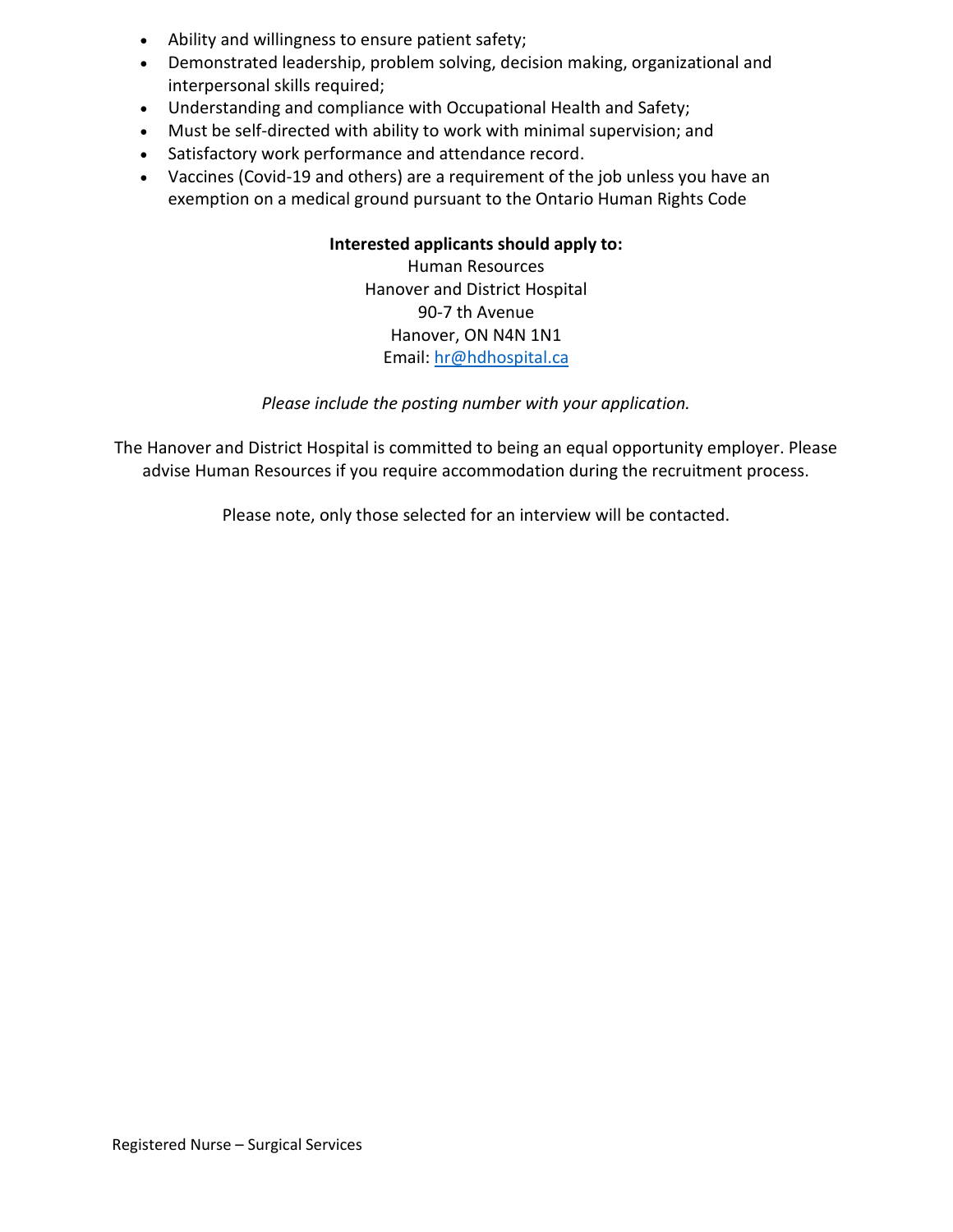- Ability and willingness to ensure patient safety;
- Demonstrated leadership, problem solving, decision making, organizational and interpersonal skills required;
- Understanding and compliance with Occupational Health and Safety;
- Must be self-directed with ability to work with minimal supervision; and
- Satisfactory work performance and attendance record.
- Vaccines (Covid-19 and others) are a requirement of the job unless you have an exemption on a medical ground pursuant to the Ontario Human Rights Code

**Interested applicants should apply to:**

Human Resources
Hanover and District Hospital
90-7 th Avenue
Hanover, ON N4N 1N1
Email: hr@hdhospital.ca

*Please include the posting number with your application.*

The Hanover and District Hospital is committed to being an equal opportunity employer. Please advise Human Resources if you require accommodation during the recruitment process.

Please note, only those selected for an interview will be contacted.